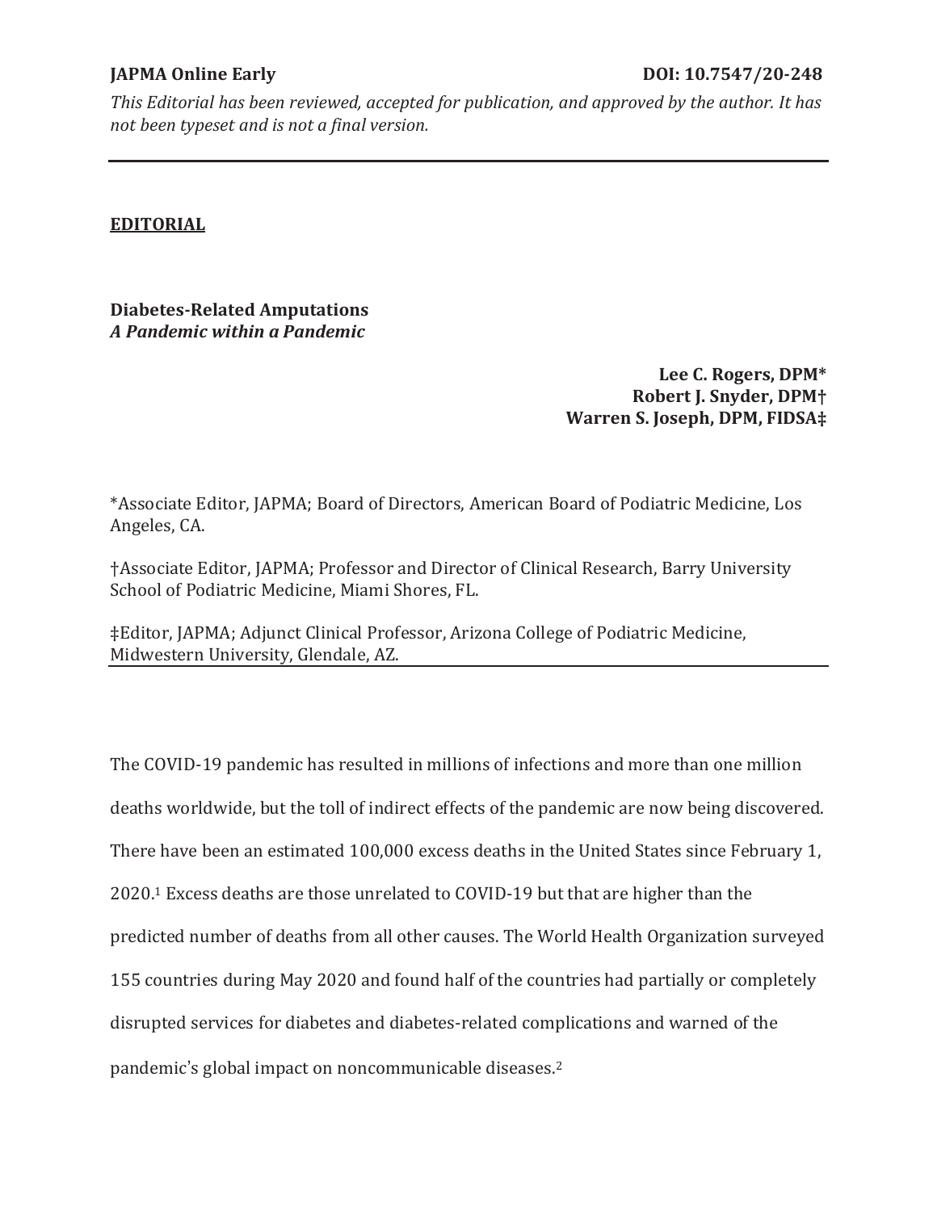**JAPMA Online Early** **DOI: 10.7547/20-248**

*This Editorial has been reviewed, accepted for publication, and approved by the author. It has not been typeset and is not a final version.*

---

**EDITORIAL**

# Diabetes-Related Amputations
## *A Pandemic within a Pandemic*

**Lee C. Rogers, DPM***
**Robert J. Snyder, DPM†**
**Warren S. Joseph, DPM, FIDSA‡**

*Associate Editor, JAPMA; Board of Directors, American Board of Podiatric Medicine, Los Angeles, CA.

†Associate Editor, JAPMA; Professor and Director of Clinical Research, Barry University School of Podiatric Medicine, Miami Shores, FL.

‡Editor, JAPMA; Adjunct Clinical Professor, Arizona College of Podiatric Medicine, Midwestern University, Glendale, AZ.

---

The COVID-19 pandemic has resulted in millions of infections and more than one million deaths worldwide, but the toll of indirect effects of the pandemic are now being discovered. There have been an estimated 100,000 excess deaths in the United States since February 1, 2020.[1] Excess deaths are those unrelated to COVID-19 but that are higher than the predicted number of deaths from all other causes. The World Health Organization surveyed 155 countries during May 2020 and found half of the countries had partially or completely disrupted services for diabetes and diabetes-related complications and warned of the pandemic's global impact on noncommunicable diseases.[2]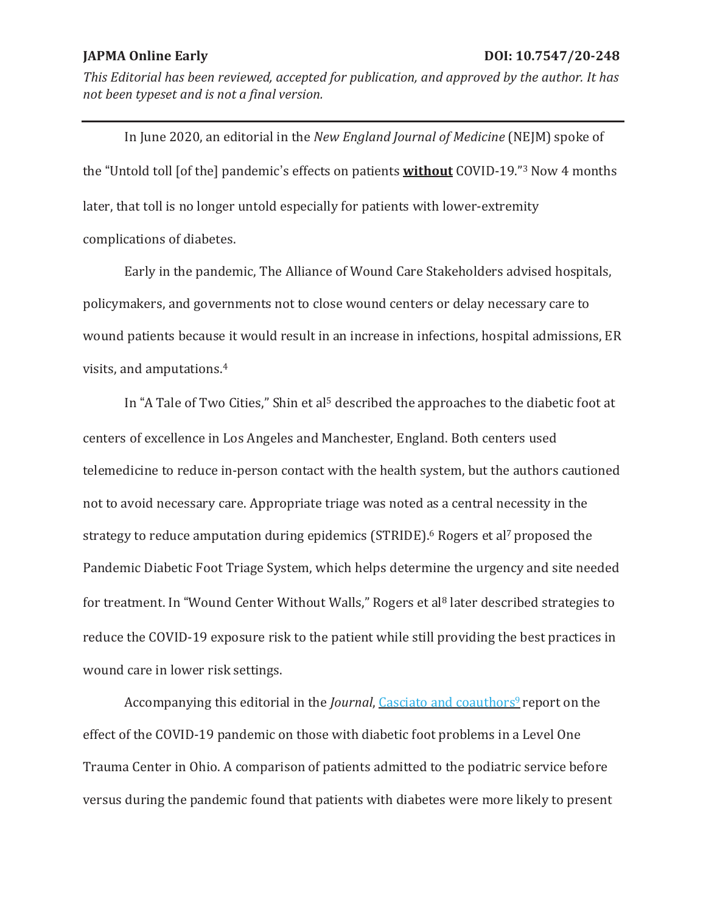In June 2020, an editorial in the *New England Journal of Medicine* (NEJM) spoke of the "Untold toll [of the] pandemic's effects on patients **without** COVID-19."[3] Now 4 months later, that toll is no longer untold especially for patients with lower-extremity complications of diabetes.

Early in the pandemic, The Alliance of Wound Care Stakeholders advised hospitals, policymakers, and governments not to close wound centers or delay necessary care to wound patients because it would result in an increase in infections, hospital admissions, ER visits, and amputations.[4]

In "A Tale of Two Cities," Shin et al[5] described the approaches to the diabetic foot at centers of excellence in Los Angeles and Manchester, England. Both centers used telemedicine to reduce in-person contact with the health system, but the authors cautioned not to avoid necessary care. Appropriate triage was noted as a central necessity in the strategy to reduce amputation during epidemics (STRIDE).[6] Rogers et al[7] proposed the Pandemic Diabetic Foot Triage System, which helps determine the urgency and site needed for treatment. In "Wound Center Without Walls," Rogers et al[8] later described strategies to reduce the COVID-19 exposure risk to the patient while still providing the best practices in wound care in lower risk settings.

Accompanying this editorial in the *Journal*, Casciato and coauthors[9] report on the effect of the COVID-19 pandemic on those with diabetic foot problems in a Level One Trauma Center in Ohio. A comparison of patients admitted to the podiatric service before versus during the pandemic found that patients with diabetes were more likely to present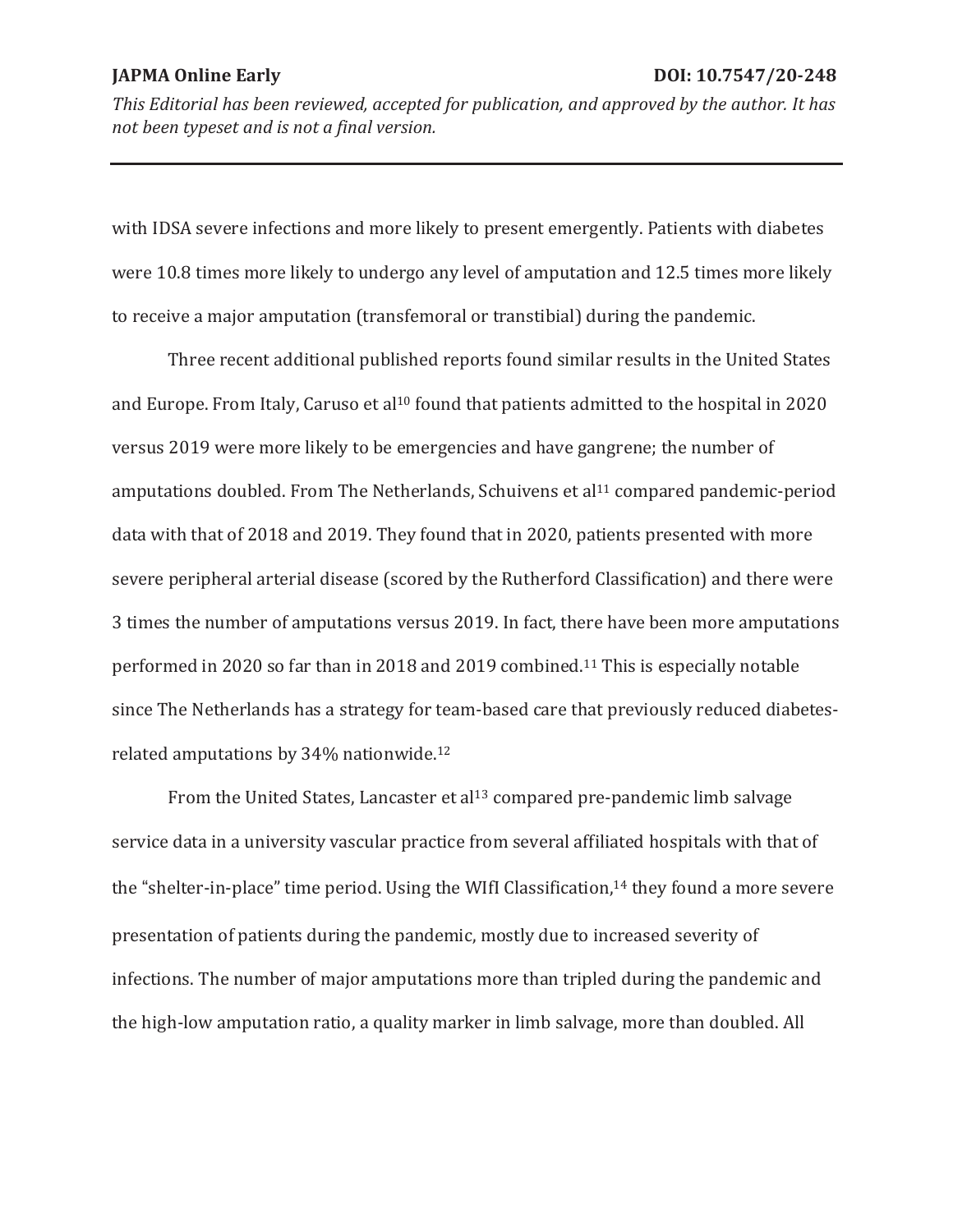with IDSA severe infections and more likely to present emergently. Patients with diabetes were 10.8 times more likely to undergo any level of amputation and 12.5 times more likely to receive a major amputation (transfemoral or transtibial) during the pandemic.

Three recent additional published reports found similar results in the United States and Europe. From Italy, Caruso et al[10] found that patients admitted to the hospital in 2020 versus 2019 were more likely to be emergencies and have gangrene; the number of amputations doubled. From The Netherlands, Schuivens et al[11] compared pandemic-period data with that of 2018 and 2019. They found that in 2020, patients presented with more severe peripheral arterial disease (scored by the Rutherford Classification) and there were 3 times the number of amputations versus 2019. In fact, there have been more amputations performed in 2020 so far than in 2018 and 2019 combined.[11] This is especially notable since The Netherlands has a strategy for team-based care that previously reduced diabetes-related amputations by 34% nationwide.[12]

From the United States, Lancaster et al[13] compared pre-pandemic limb salvage service data in a university vascular practice from several affiliated hospitals with that of the "shelter-in-place" time period. Using the WIfI Classification,[14] they found a more severe presentation of patients during the pandemic, mostly due to increased severity of infections. The number of major amputations more than tripled during the pandemic and the high-low amputation ratio, a quality marker in limb salvage, more than doubled. All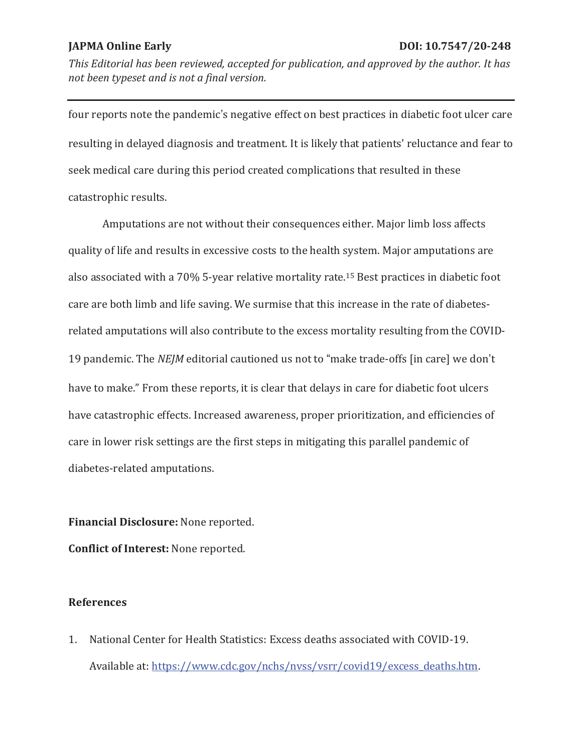four reports note the pandemic's negative effect on best practices in diabetic foot ulcer care resulting in delayed diagnosis and treatment. It is likely that patients' reluctance and fear to seek medical care during this period created complications that resulted in these catastrophic results.

Amputations are not without their consequences either. Major limb loss affects quality of life and results in excessive costs to the health system. Major amputations are also associated with a 70% 5-year relative mortality rate.[15] Best practices in diabetic foot care are both limb and life saving. We surmise that this increase in the rate of diabetes-related amputations will also contribute to the excess mortality resulting from the COVID-19 pandemic. The *NEJM* editorial cautioned us not to "make trade-offs [in care] we don't have to make." From these reports, it is clear that delays in care for diabetic foot ulcers have catastrophic effects. Increased awareness, proper prioritization, and efficiencies of care in lower risk settings are the first steps in mitigating this parallel pandemic of diabetes-related amputations.

**Financial Disclosure:** None reported.

**Conflict of Interest:** None reported.

## References

1. National Center for Health Statistics: Excess deaths associated with COVID-19. Available at: https://www.cdc.gov/nchs/nvss/vsrr/covid19/excess_deaths.htm.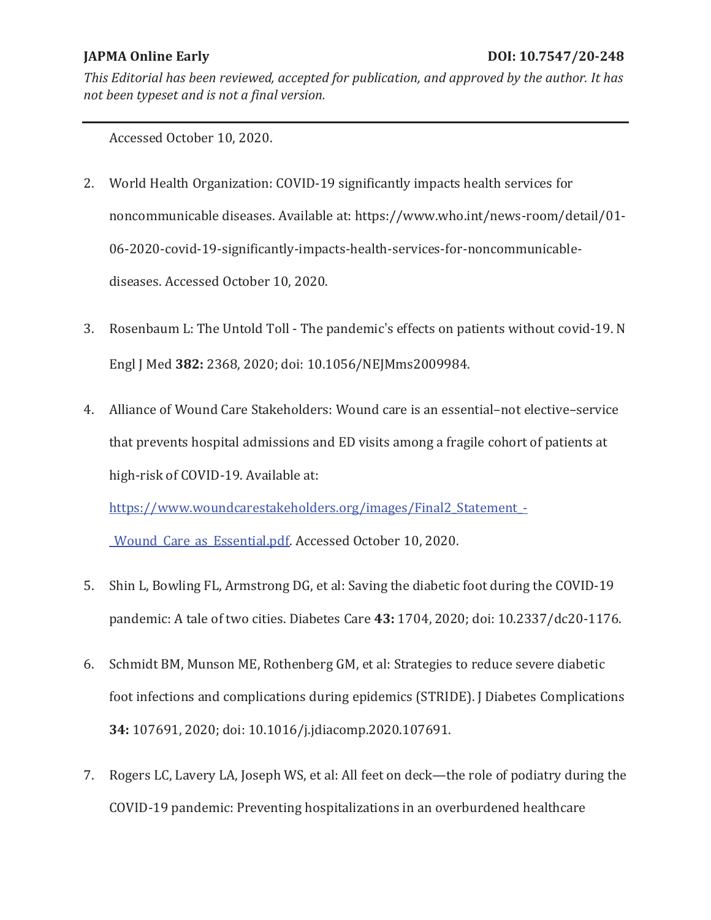Accessed October 10, 2020.

2. World Health Organization: COVID-19 significantly impacts health services for noncommunicable diseases. Available at: https://www.who.int/news-room/detail/01-06-2020-covid-19-significantly-impacts-health-services-for-noncommunicable-diseases. Accessed October 10, 2020.

3. Rosenbaum L: The Untold Toll - The pandemic's effects on patients without covid-19. N Engl J Med **382:** 2368, 2020; doi: 10.1056/NEJMms2009984.

4. Alliance of Wound Care Stakeholders: Wound care is an essential–not elective–service that prevents hospital admissions and ED visits among a fragile cohort of patients at high-risk of COVID-19. Available at: https://www.woundcarestakeholders.org/images/Final2_Statement_-_Wound_Care_as_Essential.pdf. Accessed October 10, 2020.

5. Shin L, Bowling FL, Armstrong DG, et al: Saving the diabetic foot during the COVID-19 pandemic: A tale of two cities. Diabetes Care **43:** 1704, 2020; doi: 10.2337/dc20-1176.

6. Schmidt BM, Munson ME, Rothenberg GM, et al: Strategies to reduce severe diabetic foot infections and complications during epidemics (STRIDE). J Diabetes Complications **34:** 107691, 2020; doi: 10.1016/j.jdiacomp.2020.107691.

7. Rogers LC, Lavery LA, Joseph WS, et al: All feet on deck—the role of podiatry during the COVID-19 pandemic: Preventing hospitalizations in an overburdened healthcare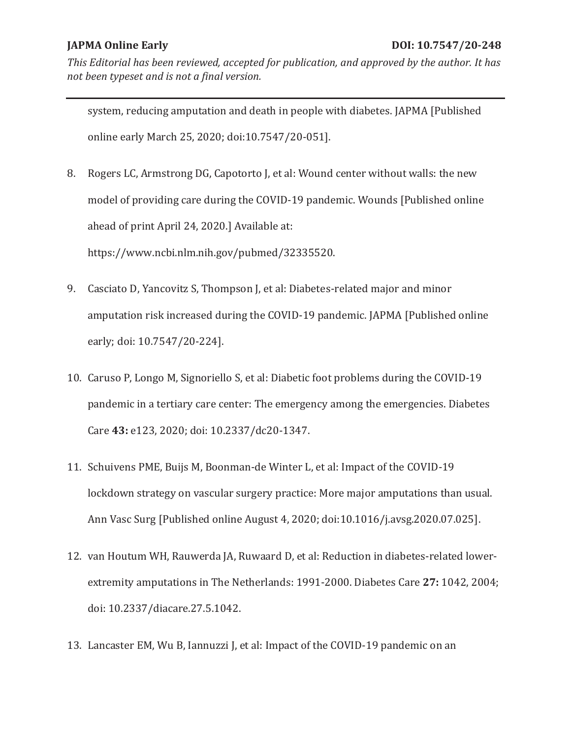system, reducing amputation and death in people with diabetes. JAPMA [Published online early March 25, 2020; doi:10.7547/20-051].

8. Rogers LC, Armstrong DG, Capotorto J, et al: Wound center without walls: the new model of providing care during the COVID-19 pandemic. Wounds [Published online ahead of print April 24, 2020.] Available at: https://www.ncbi.nlm.nih.gov/pubmed/32335520.

9. Casciato D, Yancovitz S, Thompson J, et al: Diabetes-related major and minor amputation risk increased during the COVID-19 pandemic. JAPMA [Published online early; doi: 10.7547/20-224].

10. Caruso P, Longo M, Signoriello S, et al: Diabetic foot problems during the COVID-19 pandemic in a tertiary care center: The emergency among the emergencies. Diabetes Care **43:** e123, 2020; doi: 10.2337/dc20-1347.

11. Schuivens PME, Buijs M, Boonman-de Winter L, et al: Impact of the COVID-19 lockdown strategy on vascular surgery practice: More major amputations than usual. Ann Vasc Surg [Published online August 4, 2020; doi:10.1016/j.avsg.2020.07.025].

12. van Houtum WH, Rauwerda JA, Ruwaard D, et al: Reduction in diabetes-related lower-extremity amputations in The Netherlands: 1991-2000. Diabetes Care **27:** 1042, 2004; doi: 10.2337/diacare.27.5.1042.

13. Lancaster EM, Wu B, Iannuzzi J, et al: Impact of the COVID-19 pandemic on an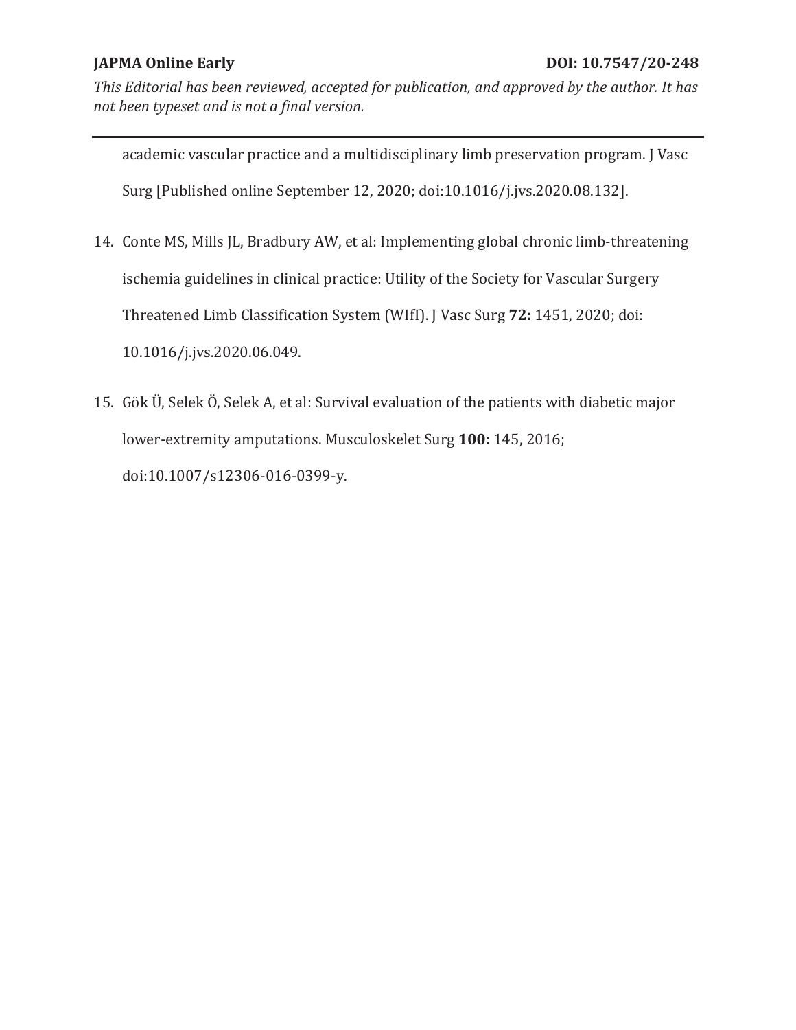academic vascular practice and a multidisciplinary limb preservation program. J Vasc Surg [Published online September 12, 2020; doi:10.1016/j.jvs.2020.08.132].

14. Conte MS, Mills JL, Bradbury AW, et al: Implementing global chronic limb-threatening ischemia guidelines in clinical practice: Utility of the Society for Vascular Surgery Threatened Limb Classification System (WIfI). J Vasc Surg **72:** 1451, 2020; doi: 10.1016/j.jvs.2020.06.049.

15. Gök Ü, Selek Ö, Selek A, et al: Survival evaluation of the patients with diabetic major lower-extremity amputations. Musculoskelet Surg **100:** 145, 2016; doi:10.1007/s12306-016-0399-y.